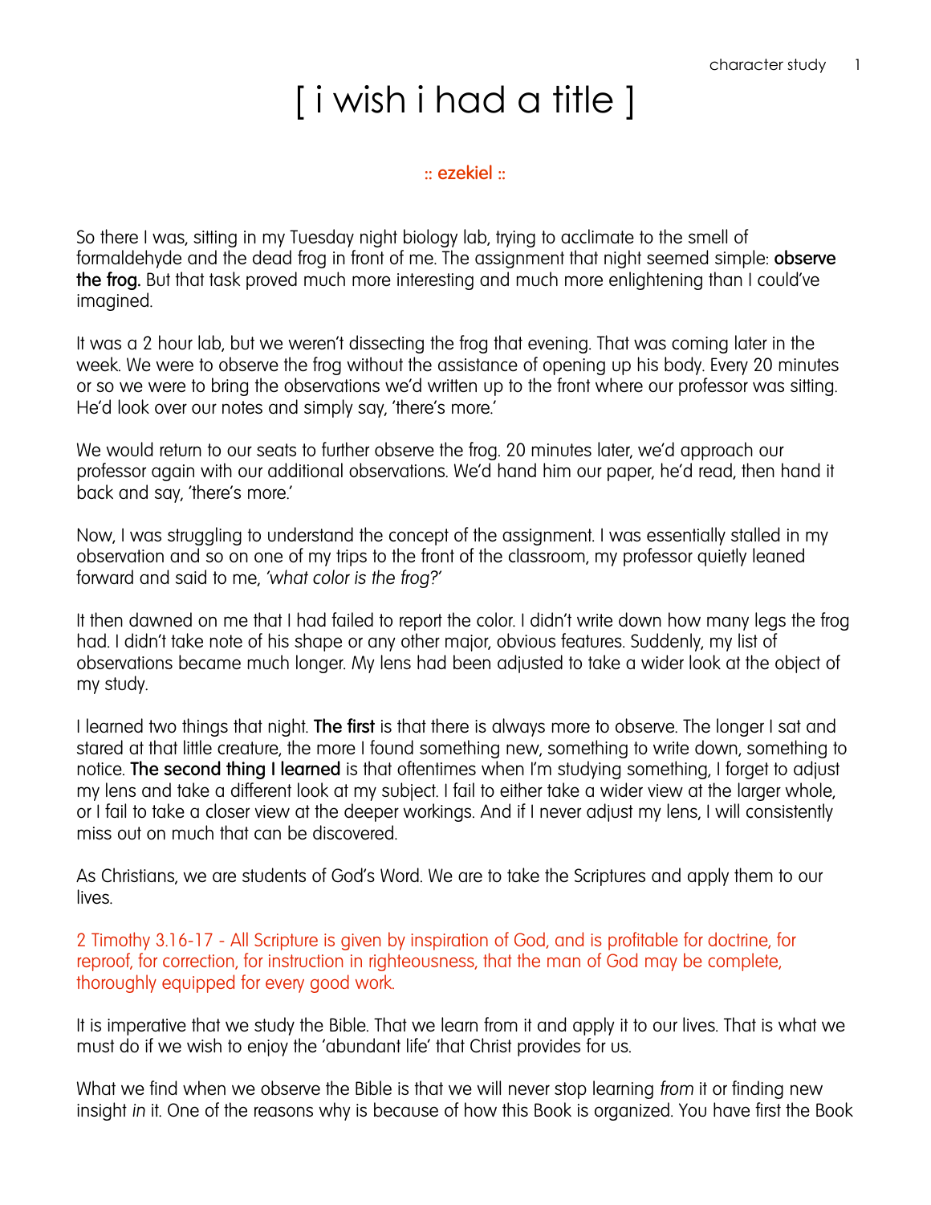# [ i wish i had a title ]

:: ezekiel ::

So there I was, sitting in my Tuesday night biology lab, trying to acclimate to the smell of formaldehyde and the dead frog in front of me. The assignment that night seemed simple: **observe the frog.** But that task proved much more interesting and much more enlightening than I could've imagined.

It was a 2 hour lab, but we weren't dissecting the frog that evening. That was coming later in the week. We were to observe the frog without the assistance of opening up his body. Every 20 minutes or so we were to bring the observations we'd written up to the front where our professor was sitting. He'd look over our notes and simply say, 'there's more.'

We would return to our seats to further observe the frog. 20 minutes later, we'd approach our professor again with our additional observations. We'd hand him our paper, he'd read, then hand it back and say, 'there's more.'

Now, I was struggling to understand the concept of the assignment. I was essentially stalled in my observation and so on one of my trips to the front of the classroom, my professor quietly leaned forward and said to me, *'what color is the frog?'*

It then dawned on me that I had failed to report the color. I didn't write down how many legs the frog had. I didn't take note of his shape or any other major, obvious features. Suddenly, my list of observations became much longer. My lens had been adjusted to take a wider look at the object of my study.

I learned two things that night. **The first** is that there is always more to observe. The longer I sat and stared at that little creature, the more I found something new, something to write down, something to notice. **The second thing I learned** is that oftentimes when I'm studying something, I forget to adjust my lens and take a different look at my subject. I fail to either take a wider view at the larger whole, or I fail to take a closer view at the deeper workings. And if I never adjust my lens, I will consistently miss out on much that can be discovered.

As Christians, we are students of God's Word. We are to take the Scriptures and apply them to our lives.

2 Timothy 3.16-17 - All Scripture is given by inspiration of God, and is profitable for doctrine, for reproof, for correction, for instruction in righteousness, that the man of God may be complete, thoroughly equipped for every good work.

It is imperative that we study the Bible. That we learn from it and apply it to our lives. That is what we must do if we wish to enjoy the 'abundant life' that Christ provides for us.

What we find when we observe the Bible is that we will never stop learning *from* it or finding new insight *in* it. One of the reasons why is because of how this Book is organized. You have first the Book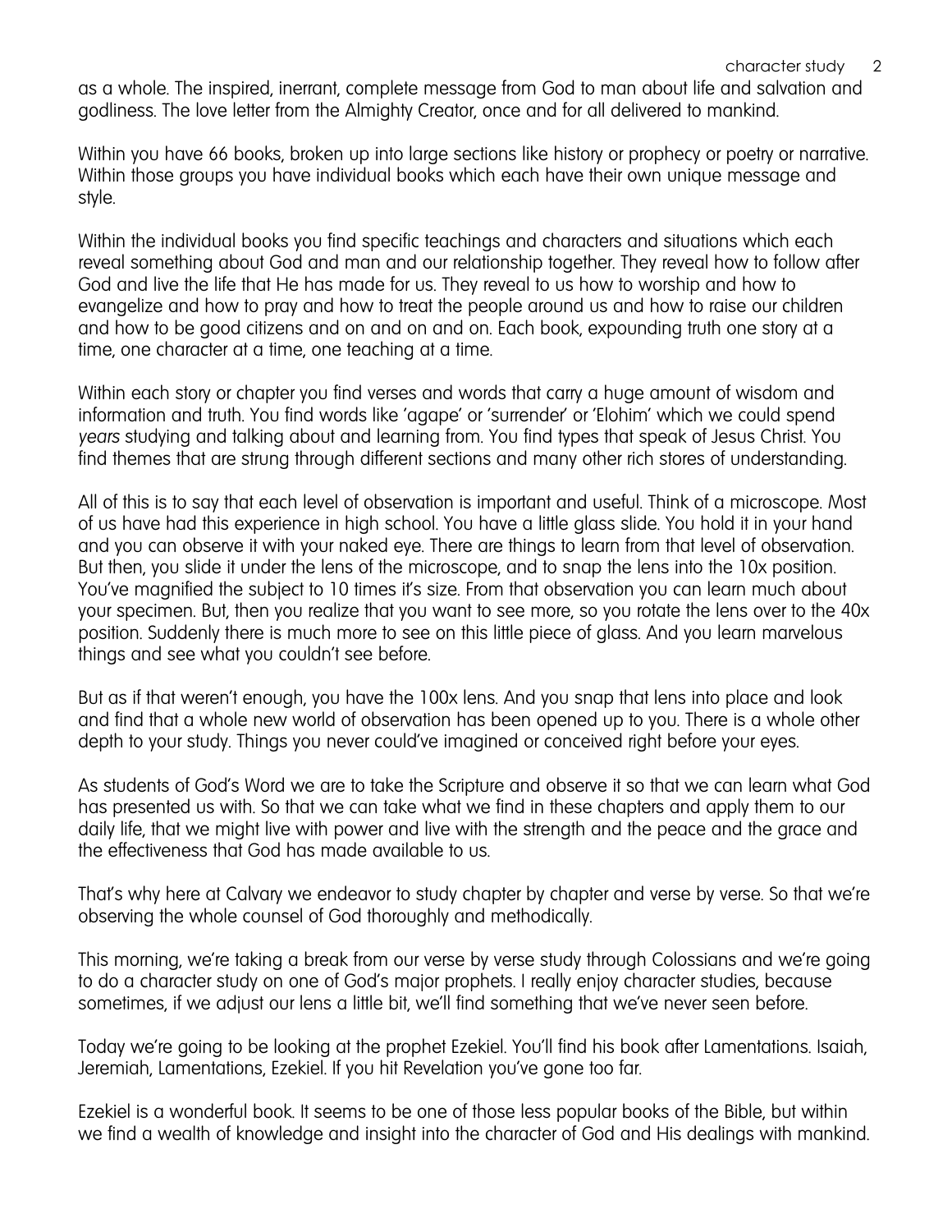as a whole. The inspired, inerrant, complete message from God to man about life and salvation and godliness. The love letter from the Almighty Creator, once and for all delivered to mankind.

Within you have 66 books, broken up into large sections like history or prophecy or poetry or narrative. Within those groups you have individual books which each have their own unique message and style.

Within the individual books you find specific teachings and characters and situations which each reveal something about God and man and our relationship together. They reveal how to follow after God and live the life that He has made for us. They reveal to us how to worship and how to evangelize and how to pray and how to treat the people around us and how to raise our children and how to be good citizens and on and on and on. Each book, expounding truth one story at a time, one character at a time, one teaching at a time.

Within each story or chapter you find verses and words that carry a huge amount of wisdom and information and truth. You find words like 'agape' or 'surrender' or 'Elohim' which we could spend *years* studying and talking about and learning from. You find types that speak of Jesus Christ. You find themes that are strung through different sections and many other rich stores of understanding.

All of this is to say that each level of observation is important and useful. Think of a microscope. Most of us have had this experience in high school. You have a little glass slide. You hold it in your hand and you can observe it with your naked eye. There are things to learn from that level of observation. But then, you slide it under the lens of the microscope, and to snap the lens into the 10x position. You've magnified the subject to 10 times it's size. From that observation you can learn much about your specimen. But, then you realize that you want to see more, so you rotate the lens over to the 40x position. Suddenly there is much more to see on this little piece of glass. And you learn marvelous things and see what you couldn't see before.

But as if that weren't enough, you have the 100x lens. And you snap that lens into place and look and find that a whole new world of observation has been opened up to you. There is a whole other depth to your study. Things you never could've imagined or conceived right before your eyes.

As students of God's Word we are to take the Scripture and observe it so that we can learn what God has presented us with. So that we can take what we find in these chapters and apply them to our daily life, that we might live with power and live with the strength and the peace and the grace and the effectiveness that God has made available to us.

That's why here at Calvary we endeavor to study chapter by chapter and verse by verse. So that we're observing the whole counsel of God thoroughly and methodically.

This morning, we're taking a break from our verse by verse study through Colossians and we're going to do a character study on one of God's major prophets. I really enjoy character studies, because sometimes, if we adjust our lens a little bit, we'll find something that we've never seen before.

Today we're going to be looking at the prophet Ezekiel. You'll find his book after Lamentations. Isaiah, Jeremiah, Lamentations, Ezekiel. If you hit Revelation you've gone too far.

Ezekiel is a wonderful book. It seems to be one of those less popular books of the Bible, but within we find a wealth of knowledge and insight into the character of God and His dealings with mankind.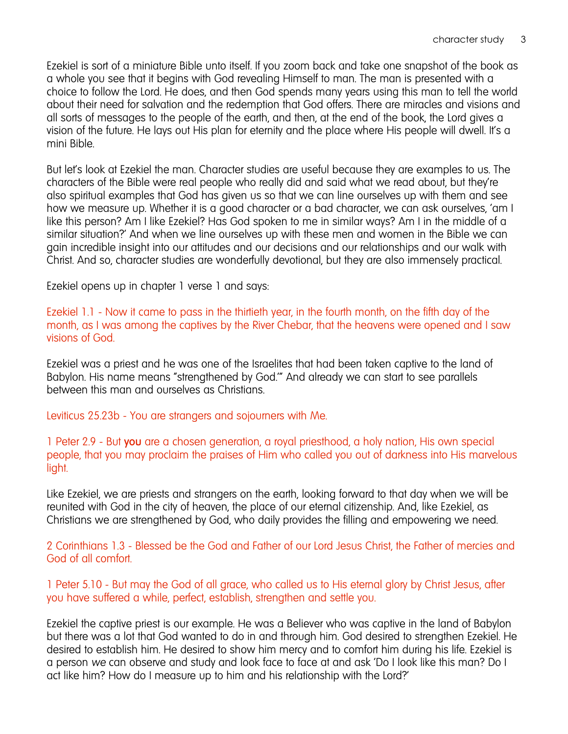Ezekiel is sort of a miniature Bible unto itself. If you zoom back and take one snapshot of the book as a whole you see that it begins with God revealing Himself to man. The man is presented with a choice to follow the Lord. He does, and then God spends many years using this man to tell the world about their need for salvation and the redemption that God offers. There are miracles and visions and all sorts of messages to the people of the earth, and then, at the end of the book, the Lord gives a vision of the future. He lays out His plan for eternity and the place where His people will dwell. It's a mini Bible.

But let's look at Ezekiel the man. Character studies are useful because they are examples to us. The characters of the Bible were real people who really did and said what we read about, but they're also spiritual examples that God has given us so that we can line ourselves up with them and see how we measure up. Whether it is a good character or a bad character, we can ask ourselves, 'am I like this person? Am I like Ezekiel? Has God spoken to me in similar ways? Am I in the middle of a similar situation?' And when we line ourselves up with these men and women in the Bible we can gain incredible insight into our attitudes and our decisions and our relationships and our walk with Christ. And so, character studies are wonderfully devotional, but they are also immensely practical.

Ezekiel opens up in chapter 1 verse 1 and says:

Ezekiel 1.1 - Now it came to pass in the thirtieth year, in the fourth month, on the fifth day of the month, as I was among the captives by the River Chebar, that the heavens were opened and I saw visions of God.

Ezekiel was a priest and he was one of the Israelites that had been taken captive to the land of Babylon. His name means "strengthened by God."" And already we can start to see parallels between this man and ourselves as Christians.

Leviticus 25.23b - You are strangers and sojourners with Me.

1 Peter 2.9 - But **you** are a chosen generation, a royal priesthood, a holy nation, His own special people, that you may proclaim the praises of Him who called you out of darkness into His marvelous light.

Like Ezekiel, we are priests and strangers on the earth, looking forward to that day when we will be reunited with God in the city of heaven, the place of our eternal citizenship. And, like Ezekiel, as Christians we are strengthened by God, who daily provides the filling and empowering we need.

2 Corinthians 1.3 - Blessed be the God and Father of our Lord Jesus Christ, the Father of mercies and God of all comfort.

1 Peter 5.10 - But may the God of all grace, who called us to His eternal glory by Christ Jesus, after you have suffered a while, perfect, establish, strengthen and settle you.

Ezekiel the captive priest is our example. He was a Believer who was captive in the land of Babylon but there was a lot that God wanted to do in and through him. God desired to strengthen Ezekiel. He desired to establish him. He desired to show him mercy and to comfort him during his life. Ezekiel is a person *we* can observe and study and look face to face at and ask 'Do I look like this man? Do I act like him? How do I measure up to him and his relationship with the Lord?'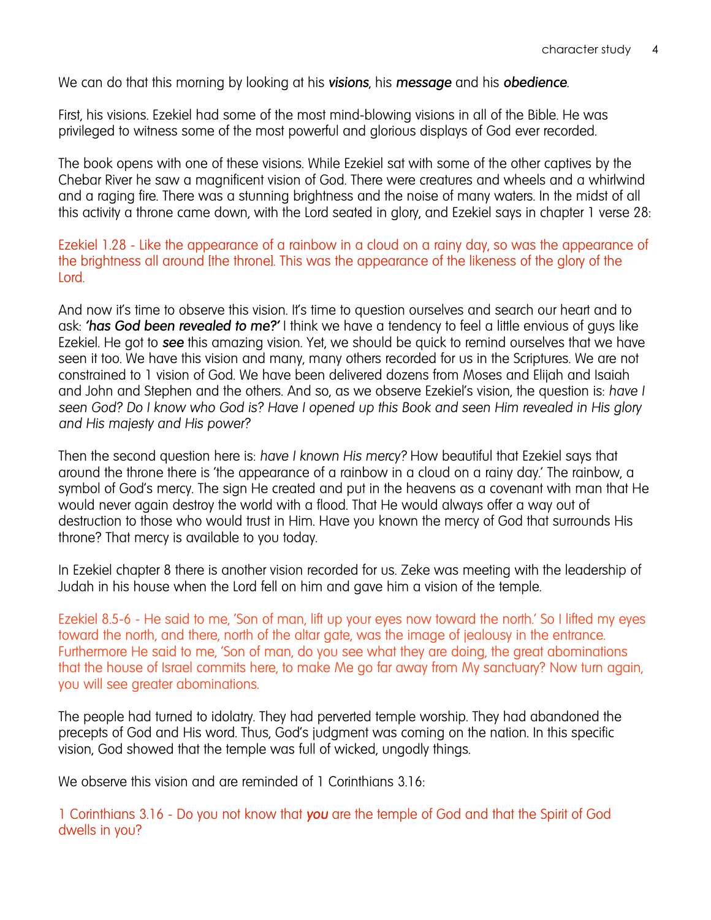We can do that this morning by looking at his ***visions***, his ***message*** and his ***obedience***.

First, his visions. Ezekiel had some of the most mind-blowing visions in all of the Bible. He was privileged to witness some of the most powerful and glorious displays of God ever recorded.

The book opens with one of these visions. While Ezekiel sat with some of the other captives by the Chebar River he saw a magnificent vision of God. There were creatures and wheels and a whirlwind and a raging fire. There was a stunning brightness and the noise of many waters. In the midst of all this activity a throne came down, with the Lord seated in glory, and Ezekiel says in chapter 1 verse 28:

Ezekiel 1.28 - Like the appearance of a rainbow in a cloud on a rainy day, so was the appearance of the brightness all around [the throne]. This was the appearance of the likeness of the glory of the Lord.

And now it's time to observe this vision. It's time to question ourselves and search our heart and to ask: ***'has God been revealed to me?'*** I think we have a tendency to feel a little envious of guys like Ezekiel. He got to ***see*** this amazing vision. Yet, we should be quick to remind ourselves that we have seen it too. We have this vision and many, many others recorded for us in the Scriptures. We are not constrained to 1 vision of God. We have been delivered dozens from Moses and Elijah and Isaiah and John and Stephen and the others. And so, as we observe Ezekiel's vision, the question is: *have I seen God? Do I know who God is? Have I opened up this Book and seen Him revealed in His glory and His majesty and His power?*

Then the second question here is: *have I known His mercy?* How beautiful that Ezekiel says that around the throne there is 'the appearance of a rainbow in a cloud on a rainy day.' The rainbow, a symbol of God's mercy. The sign He created and put in the heavens as a covenant with man that He would never again destroy the world with a flood. That He would always offer a way out of destruction to those who would trust in Him. Have you known the mercy of God that surrounds His throne? That mercy is available to you today.

In Ezekiel chapter 8 there is another vision recorded for us. Zeke was meeting with the leadership of Judah in his house when the Lord fell on him and gave him a vision of the temple.

Ezekiel 8.5-6 - He said to me, 'Son of man, lift up your eyes now toward the north.' So I lifted my eyes toward the north, and there, north of the altar gate, was the image of jealousy in the entrance. Furthermore He said to me, 'Son of man, do you see what they are doing, the great abominations that the house of Israel commits here, to make Me go far away from My sanctuary? Now turn again, you will see greater abominations.

The people had turned to idolatry. They had perverted temple worship. They had abandoned the precepts of God and His word. Thus, God's judgment was coming on the nation. In this specific vision, God showed that the temple was full of wicked, ungodly things.

We observe this vision and are reminded of 1 Corinthians 3.16:

1 Corinthians 3.16 - Do you not know that ***you*** are the temple of God and that the Spirit of God dwells in you?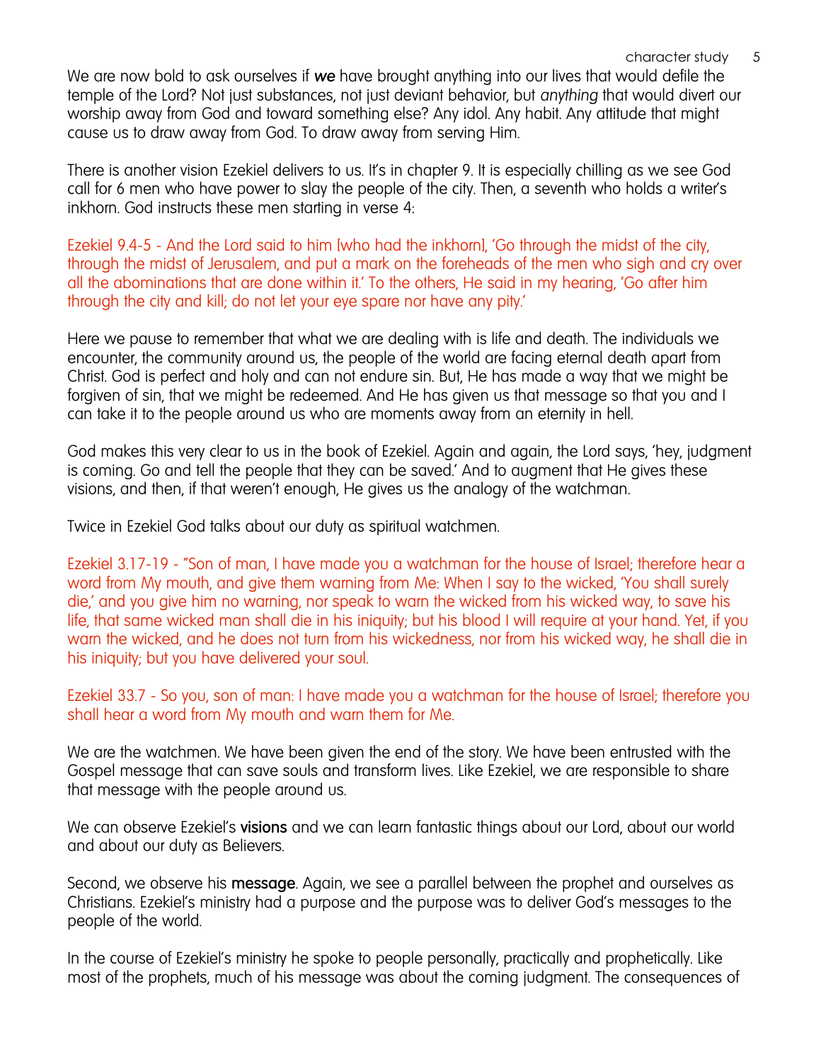We are now bold to ask ourselves if ***we*** have brought anything into our lives that would defile the temple of the Lord? Not just substances, not just deviant behavior, but *anything* that would divert our worship away from God and toward something else? Any idol. Any habit. Any attitude that might cause us to draw away from God. To draw away from serving Him.

There is another vision Ezekiel delivers to us. It's in chapter 9. It is especially chilling as we see God call for 6 men who have power to slay the people of the city. Then, a seventh who holds a writer's inkhorn. God instructs these men starting in verse 4:

Ezekiel 9.4-5 - And the Lord said to him [who had the inkhorn], 'Go through the midst of the city, through the midst of Jerusalem, and put a mark on the foreheads of the men who sigh and cry over all the abominations that are done within it.' To the others, He said in my hearing, 'Go after him through the city and kill; do not let your eye spare nor have any pity.'

Here we pause to remember that what we are dealing with is life and death. The individuals we encounter, the community around us, the people of the world are facing eternal death apart from Christ. God is perfect and holy and can not endure sin. But, He has made a way that we might be forgiven of sin, that we might be redeemed. And He has given us that message so that you and I can take it to the people around us who are moments away from an eternity in hell.

God makes this very clear to us in the book of Ezekiel. Again and again, the Lord says, 'hey, judgment is coming. Go and tell the people that they can be saved.' And to augment that He gives these visions, and then, if that weren't enough, He gives us the analogy of the watchman.

Twice in Ezekiel God talks about our duty as spiritual watchmen.

Ezekiel 3.17-19 - "Son of man, I have made you a watchman for the house of Israel; therefore hear a word from My mouth, and give them warning from Me: When I say to the wicked, 'You shall surely die,' and you give him no warning, nor speak to warn the wicked from his wicked way, to save his life, that same wicked man shall die in his iniquity; but his blood I will require at your hand. Yet, if you warn the wicked, and he does not turn from his wickedness, nor from his wicked way, he shall die in his iniquity; but you have delivered your soul.

Ezekiel 33.7 - So you, son of man: I have made you a watchman for the house of Israel; therefore you shall hear a word from My mouth and warn them for Me.

We are the watchmen. We have been given the end of the story. We have been entrusted with the Gospel message that can save souls and transform lives. Like Ezekiel, we are responsible to share that message with the people around us.

We can observe Ezekiel's **visions** and we can learn fantastic things about our Lord, about our world and about our duty as Believers.

Second, we observe his **message**. Again, we see a parallel between the prophet and ourselves as Christians. Ezekiel's ministry had a purpose and the purpose was to deliver God's messages to the people of the world.

In the course of Ezekiel's ministry he spoke to people personally, practically and prophetically. Like most of the prophets, much of his message was about the coming judgment. The consequences of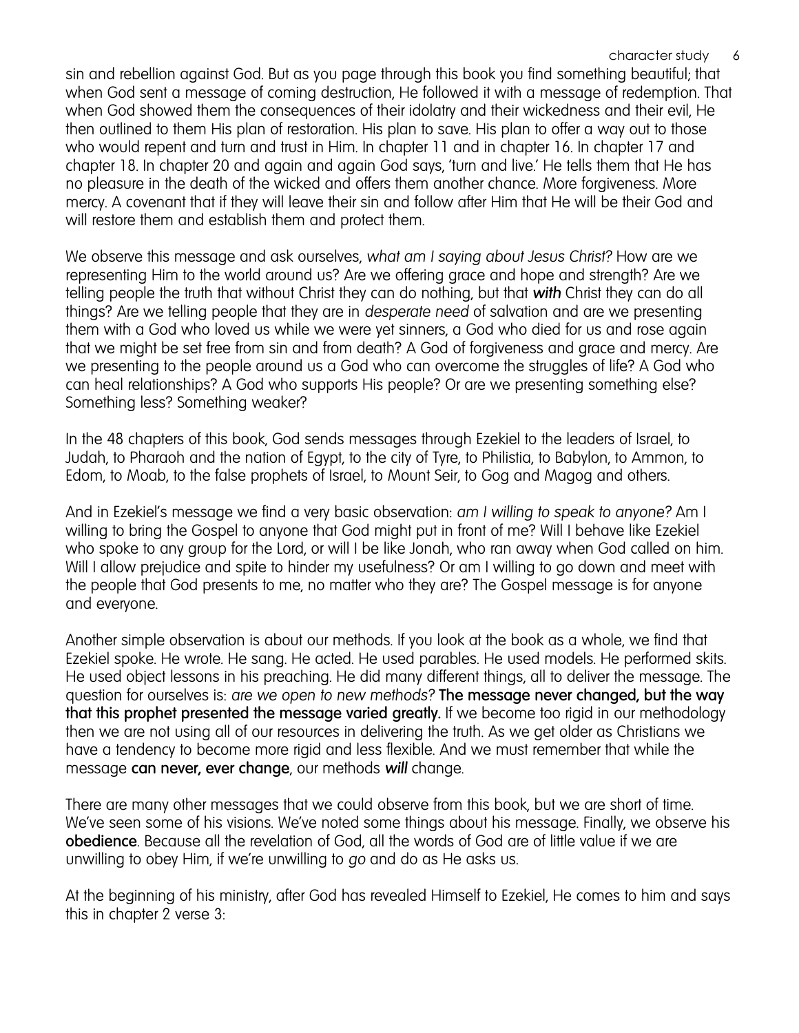sin and rebellion against God. But as you page through this book you find something beautiful; that when God sent a message of coming destruction, He followed it with a message of redemption. That when God showed them the consequences of their idolatry and their wickedness and their evil, He then outlined to them His plan of restoration. His plan to save. His plan to offer a way out to those who would repent and turn and trust in Him. In chapter 11 and in chapter 16. In chapter 17 and chapter 18. In chapter 20 and again and again God says, 'turn and live.' He tells them that He has no pleasure in the death of the wicked and offers them another chance. More forgiveness. More mercy. A covenant that if they will leave their sin and follow after Him that He will be their God and will restore them and establish them and protect them.

We observe this message and ask ourselves, *what am I saying about Jesus Christ?* How are we representing Him to the world around us? Are we offering grace and hope and strength? Are we telling people the truth that without Christ they can do nothing, but that ***with*** Christ they can do all things? Are we telling people that they are in *desperate need* of salvation and are we presenting them with a God who loved us while we were yet sinners, a God who died for us and rose again that we might be set free from sin and from death? A God of forgiveness and grace and mercy. Are we presenting to the people around us a God who can overcome the struggles of life? A God who can heal relationships? A God who supports His people? Or are we presenting something else? Something less? Something weaker?

In the 48 chapters of this book, God sends messages through Ezekiel to the leaders of Israel, to Judah, to Pharaoh and the nation of Egypt, to the city of Tyre, to Philistia, to Babylon, to Ammon, to Edom, to Moab, to the false prophets of Israel, to Mount Seir, to Gog and Magog and others.

And in Ezekiel's message we find a very basic observation: *am I willing to speak to anyone?* Am I willing to bring the Gospel to anyone that God might put in front of me? Will I behave like Ezekiel who spoke to any group for the Lord, or will I be like Jonah, who ran away when God called on him. Will I allow prejudice and spite to hinder my usefulness? Or am I willing to go down and meet with the people that God presents to me, no matter who they are? The Gospel message is for anyone and everyone.

Another simple observation is about our methods. If you look at the book as a whole, we find that Ezekiel spoke. He wrote. He sang. He acted. He used parables. He used models. He performed skits. He used object lessons in his preaching. He did many different things, all to deliver the message. The question for ourselves is: *are we open to new methods?* **The message never changed, but the way that this prophet presented the message varied greatly.** If we become too rigid in our methodology then we are not using all of our resources in delivering the truth. As we get older as Christians we have a tendency to become more rigid and less flexible. And we must remember that while the message **can never, ever change**, our methods *will* change.

There are many other messages that we could observe from this book, but we are short of time. We've seen some of his visions. We've noted some things about his message. Finally, we observe his **obedience**. Because all the revelation of God, all the words of God are of little value if we are unwilling to obey Him, if we're unwilling to *go* and do as He asks us.

At the beginning of his ministry, after God has revealed Himself to Ezekiel, He comes to him and says this in chapter 2 verse 3: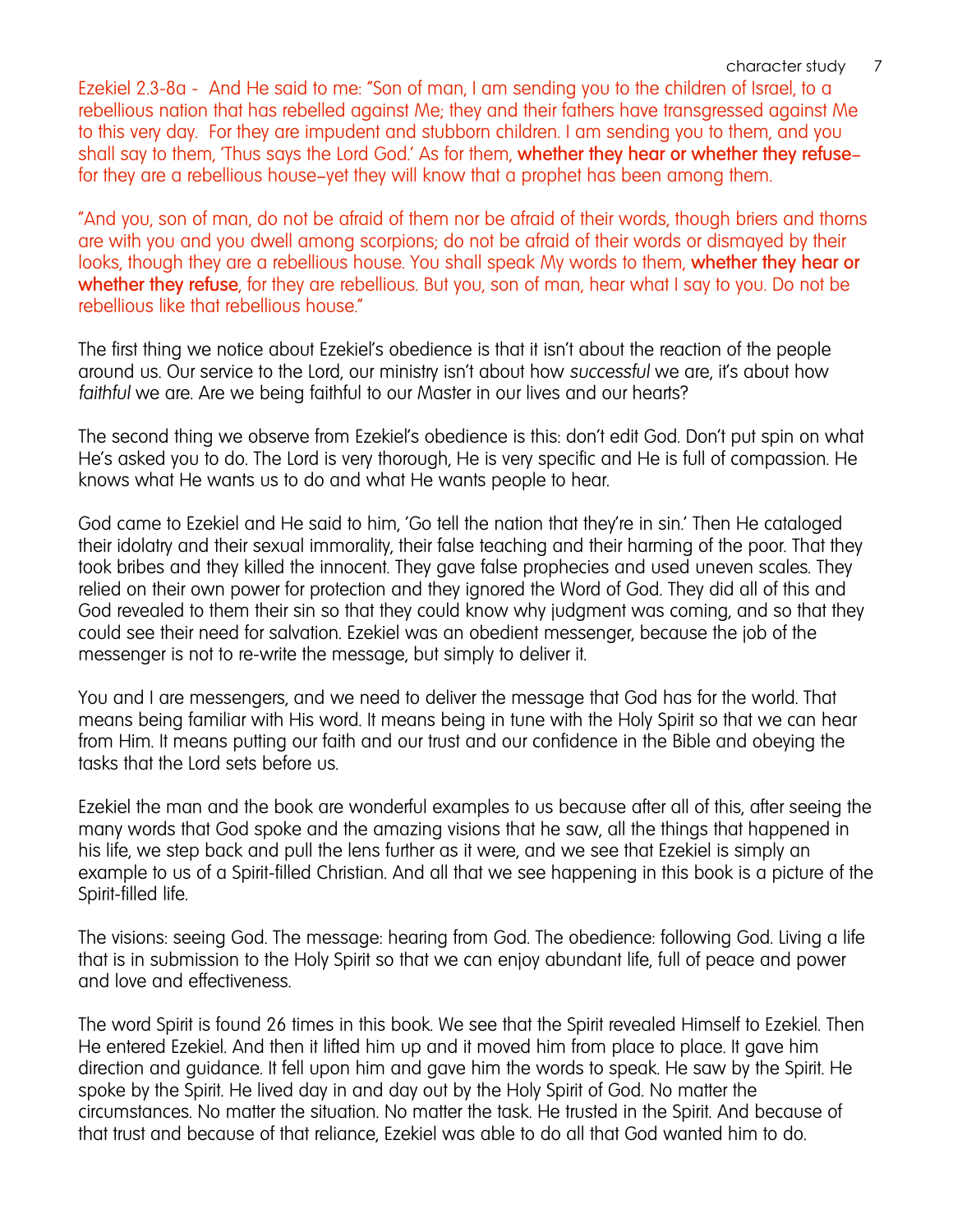Ezekiel 2.3-8a - And He said to me: "Son of man, I am sending you to the children of Israel, to a rebellious nation that has rebelled against Me; they and their fathers have transgressed against Me to this very day. For they are impudent and stubborn children. I am sending you to them, and you shall say to them, 'Thus says the Lord God.' As for them, **whether they hear or whether they refuse**– for they are a rebellious house–yet they will know that a prophet has been among them.

"And you, son of man, do not be afraid of them nor be afraid of their words, though briers and thorns are with you and you dwell among scorpions; do not be afraid of their words or dismayed by their looks, though they are a rebellious house. You shall speak My words to them, **whether they hear or whether they refuse**, for they are rebellious. But you, son of man, hear what I say to you. Do not be rebellious like that rebellious house."

The first thing we notice about Ezekiel's obedience is that it isn't about the reaction of the people around us. Our service to the Lord, our ministry isn't about how *successful* we are, it's about how *faithful* we are. Are we being faithful to our Master in our lives and our hearts?

The second thing we observe from Ezekiel's obedience is this: don't edit God. Don't put spin on what He's asked you to do. The Lord is very thorough, He is very specific and He is full of compassion. He knows what He wants us to do and what He wants people to hear.

God came to Ezekiel and He said to him, 'Go tell the nation that they're in sin.' Then He cataloged their idolatry and their sexual immorality, their false teaching and their harming of the poor. That they took bribes and they killed the innocent. They gave false prophecies and used uneven scales. They relied on their own power for protection and they ignored the Word of God. They did all of this and God revealed to them their sin so that they could know why judgment was coming, and so that they could see their need for salvation. Ezekiel was an obedient messenger, because the job of the messenger is not to re-write the message, but simply to deliver it.

You and I are messengers, and we need to deliver the message that God has for the world. That means being familiar with His word. It means being in tune with the Holy Spirit so that we can hear from Him. It means putting our faith and our trust and our confidence in the Bible and obeying the tasks that the Lord sets before us.

Ezekiel the man and the book are wonderful examples to us because after all of this, after seeing the many words that God spoke and the amazing visions that he saw, all the things that happened in his life, we step back and pull the lens further as it were, and we see that Ezekiel is simply an example to us of a Spirit-filled Christian. And all that we see happening in this book is a picture of the Spirit-filled life.

The visions: seeing God. The message: hearing from God. The obedience: following God. Living a life that is in submission to the Holy Spirit so that we can enjoy abundant life, full of peace and power and love and effectiveness.

The word Spirit is found 26 times in this book. We see that the Spirit revealed Himself to Ezekiel. Then He entered Ezekiel. And then it lifted him up and it moved him from place to place. It gave him direction and guidance. It fell upon him and gave him the words to speak. He saw by the Spirit. He spoke by the Spirit. He lived day in and day out by the Holy Spirit of God. No matter the circumstances. No matter the situation. No matter the task. He trusted in the Spirit. And because of that trust and because of that reliance, Ezekiel was able to do all that God wanted him to do.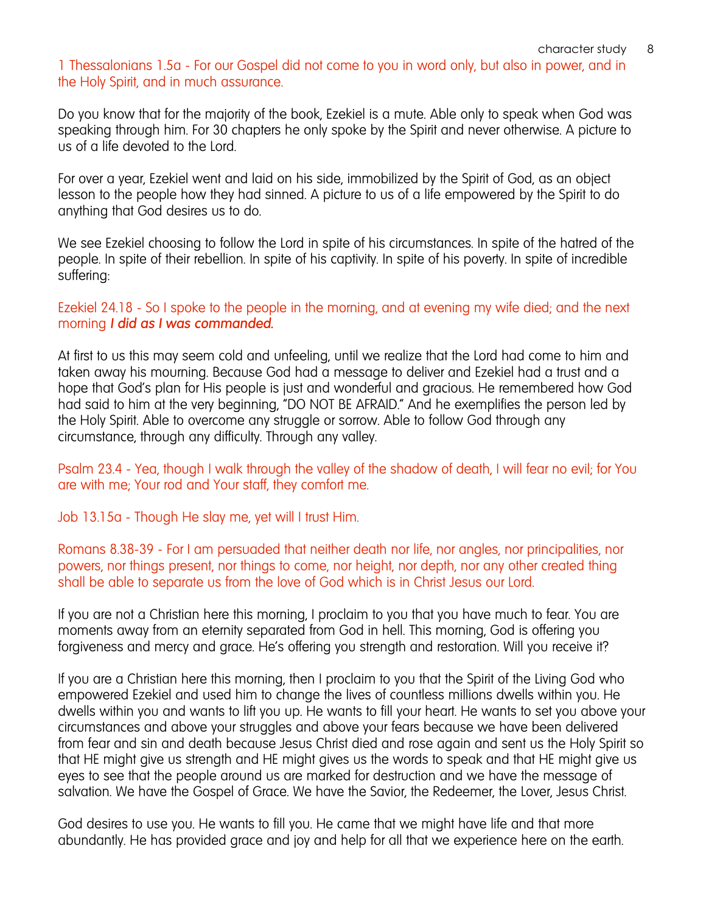1 Thessalonians 1.5a - For our Gospel did not come to you in word only, but also in power, and in the Holy Spirit, and in much assurance.

Do you know that for the majority of the book, Ezekiel is a mute. Able only to speak when God was speaking through him. For 30 chapters he only spoke by the Spirit and never otherwise. A picture to us of a life devoted to the Lord.

For over a year, Ezekiel went and laid on his side, immobilized by the Spirit of God, as an object lesson to the people how they had sinned. A picture to us of a life empowered by the Spirit to do anything that God desires us to do.

We see Ezekiel choosing to follow the Lord in spite of his circumstances. In spite of the hatred of the people. In spite of their rebellion. In spite of his captivity. In spite of his poverty. In spite of incredible suffering:

Ezekiel 24.18 - So I spoke to the people in the morning, and at evening my wife died; and the next morning ***I did as I was commanded.***

At first to us this may seem cold and unfeeling, until we realize that the Lord had come to him and taken away his mourning. Because God had a message to deliver and Ezekiel had a trust and a hope that God's plan for His people is just and wonderful and gracious. He remembered how God had said to him at the very beginning, "DO NOT BE AFRAID." And he exemplifies the person led by the Holy Spirit. Able to overcome any struggle or sorrow. Able to follow God through any circumstance, through any difficulty. Through any valley.

Psalm 23.4 - Yea, though I walk through the valley of the shadow of death, I will fear no evil; for You are with me; Your rod and Your staff, they comfort me.

Job 13.15a - Though He slay me, yet will I trust Him.

Romans 8.38-39 - For I am persuaded that neither death nor life, nor angles, nor principalities, nor powers, nor things present, nor things to come, nor height, nor depth, nor any other created thing shall be able to separate us from the love of God which is in Christ Jesus our Lord.

If you are not a Christian here this morning, I proclaim to you that you have much to fear. You are moments away from an eternity separated from God in hell. This morning, God is offering you forgiveness and mercy and grace. He's offering you strength and restoration. Will you receive it?

If you are a Christian here this morning, then I proclaim to you that the Spirit of the Living God who empowered Ezekiel and used him to change the lives of countless millions dwells within you. He dwells within you and wants to lift you up. He wants to fill your heart. He wants to set you above your circumstances and above your struggles and above your fears because we have been delivered from fear and sin and death because Jesus Christ died and rose again and sent us the Holy Spirit so that HE might give us strength and HE might gives us the words to speak and that HE might give us eyes to see that the people around us are marked for destruction and we have the message of salvation. We have the Gospel of Grace. We have the Savior, the Redeemer, the Lover, Jesus Christ.

God desires to use you. He wants to fill you. He came that we might have life and that more abundantly. He has provided grace and joy and help for all that we experience here on the earth.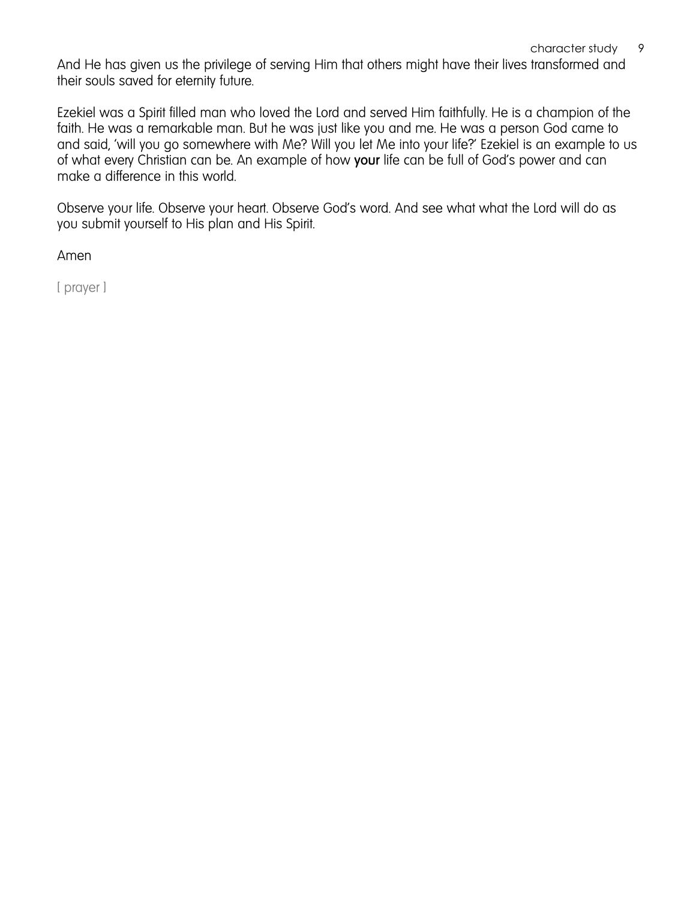And He has given us the privilege of serving Him that others might have their lives transformed and their souls saved for eternity future.

Ezekiel was a Spirit filled man who loved the Lord and served Him faithfully. He is a champion of the faith. He was a remarkable man. But he was just like you and me. He was a person God came to and said, 'will you go somewhere with Me? Will you let Me into your life?' Ezekiel is an example to us of what every Christian can be. An example of how **your** life can be full of God's power and can make a difference in this world.

Observe your life. Observe your heart. Observe God's word. And see what what the Lord will do as you submit yourself to His plan and His Spirit.

Amen

[ prayer ]